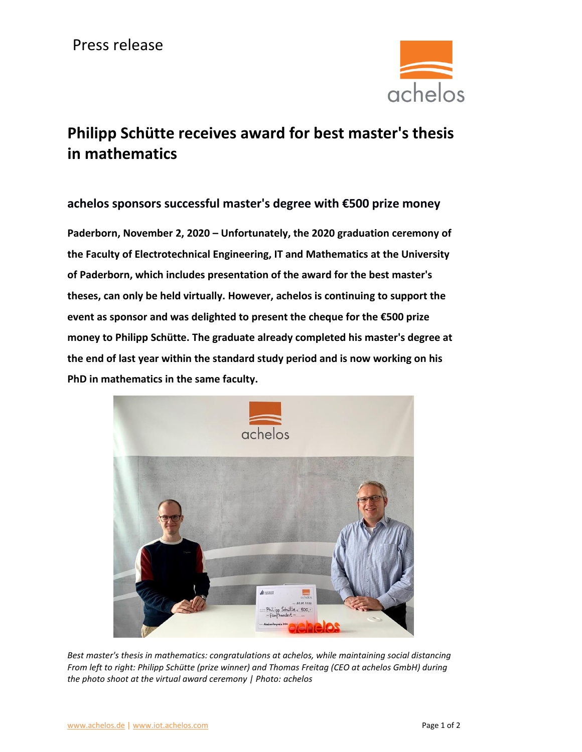Press release

# Philipp Schütte receives award for best master's thesis in mathematics

## achelos sponsors successful master's degree with €500 prize money

**Paderborn, November 2, 2020 – Unfortunately, the 2020 graduation ceremony of the Faculty of Electrotechnical Engineering, IT and Mathematics at the University of Paderborn, which includes presentation of the award for the best master's theses, can only be held virtually. However, achelos is continuing to support the event as sponsor and was delighted to present the cheque for the €500 prize money to Philipp Schütte. The graduate already completed his master's degree at the end of last year within the standard study period and is now working on his PhD in mathematics in the same faculty.**

*Best master's thesis in mathematics: congratulations at achelos, while maintaining social distancing From left to right: Philipp Schütte (prize winner) and Thomas Freitag (CEO at achelos GmbH) during the photo shoot at the virtual award ceremony | Photo: achelos*

www.achelos.de | www.iot.achelos.com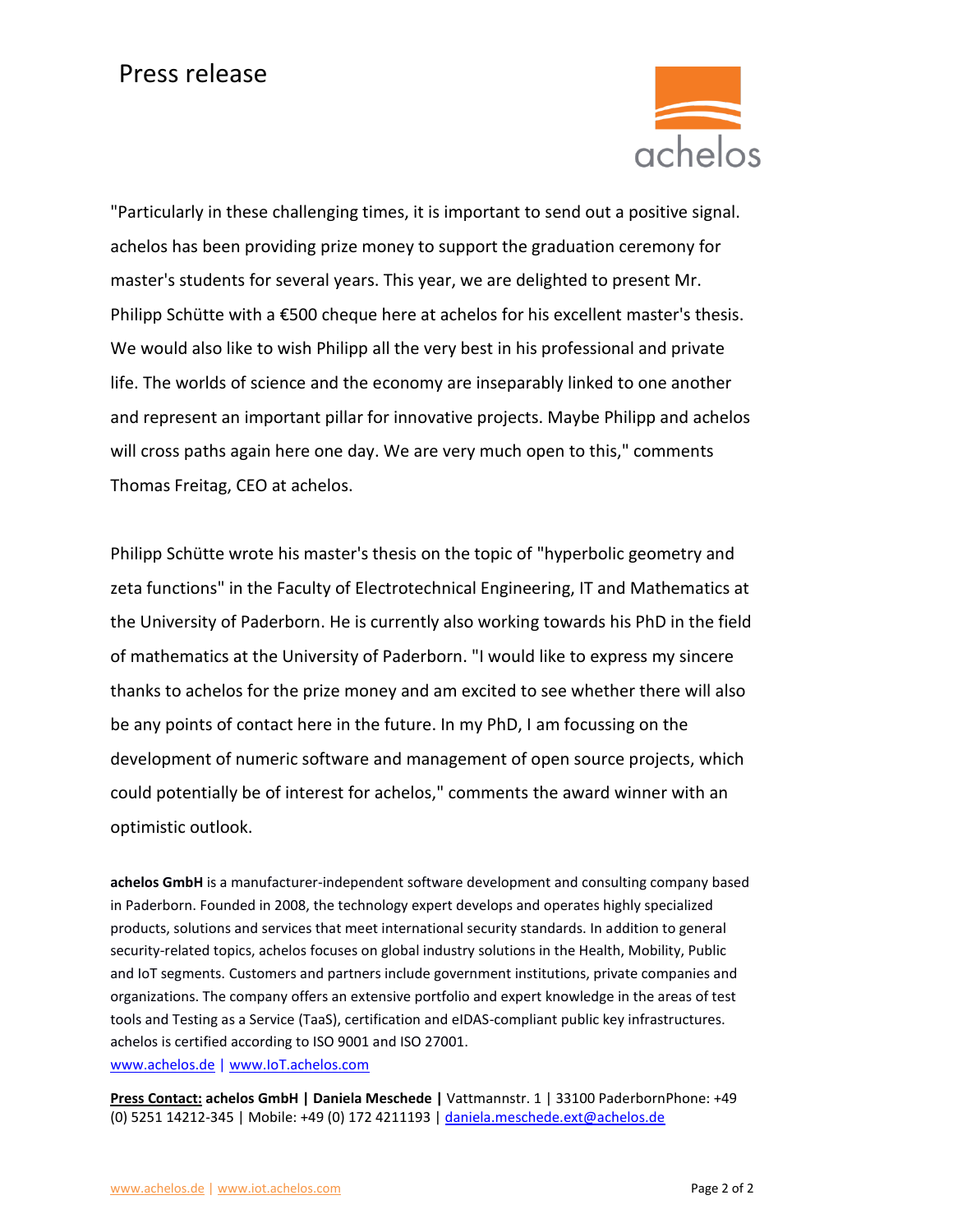"Particularly in these challenging times, it is important to send out a positive signal. achelos has been providing prize money to support the graduation ceremony for master's students for several years. This year, we are delighted to present Mr. Philipp Schütte with a €500 cheque here at achelos for his excellent master's thesis. We would also like to wish Philipp all the very best in his professional and private life. The worlds of science and the economy are inseparably linked to one another and represent an important pillar for innovative projects. Maybe Philipp and achelos will cross paths again here one day. We are very much open to this," comments Thomas Freitag, CEO at achelos.

Philipp Schütte wrote his master's thesis on the topic of "hyperbolic geometry and zeta functions" in the Faculty of Electrotechnical Engineering, IT and Mathematics at the University of Paderborn. He is currently also working towards his PhD in the field of mathematics at the University of Paderborn. "I would like to express my sincere thanks to achelos for the prize money and am excited to see whether there will also be any points of contact here in the future. In my PhD, I am focussing on the development of numeric software and management of open source projects, which could potentially be of interest for achelos," comments the award winner with an optimistic outlook.

**achelos GmbH** is a manufacturer-independent software development and consulting company based in Paderborn. Founded in 2008, the technology expert develops and operates highly specialized products, solutions and services that meet international security standards. In addition to general security-related topics, achelos focuses on global industry solutions in the Health, Mobility, Public and IoT segments. Customers and partners include government institutions, private companies and organizations. The company offers an extensive portfolio and expert knowledge in the areas of test tools and Testing as a Service (TaaS), certification and eIDAS-compliant public key infrastructures. achelos is certified according to ISO 9001 and ISO 27001.
www.achelos.de | www.IoT.achelos.com

**Press Contact: achelos GmbH | Daniela Meschede |** Vattmannstr. 1 | 33100 PaderbornPhone: +49 (0) 5251 14212-345 | Mobile: +49 (0) 172 4211193 | daniela.meschede.ext@achelos.de